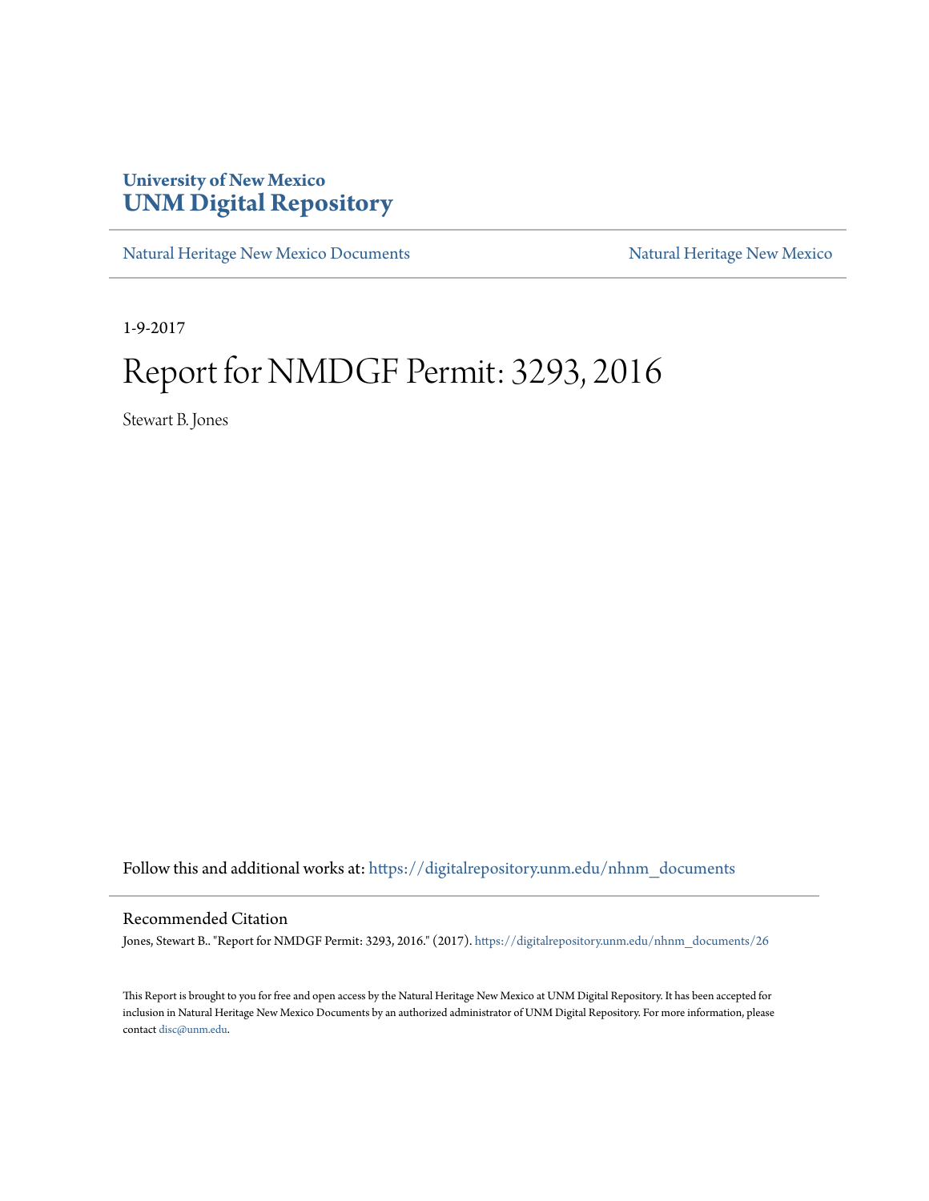**University of New Mexico**
**UNM Digital Repository**

Natural Heritage New Mexico Documents | Natural Heritage New Mexico

1-9-2017

# Report for NMDGF Permit: 3293, 2016

Stewart B. Jones

Follow this and additional works at: https://digitalrepository.unm.edu/nhnm_documents

## Recommended Citation

Jones, Stewart B.. "Report for NMDGF Permit: 3293, 2016." (2017). https://digitalrepository.unm.edu/nhnm_documents/26

This Report is brought to you for free and open access by the Natural Heritage New Mexico at UNM Digital Repository. It has been accepted for inclusion in Natural Heritage New Mexico Documents by an authorized administrator of UNM Digital Repository. For more information, please contact disc@unm.edu.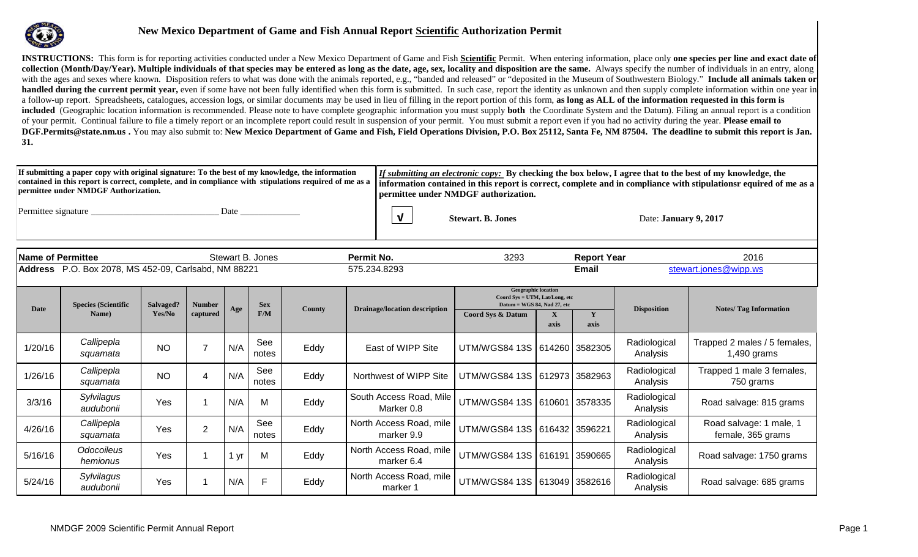# New Mexico Department of Game and Fish Annual Report Scientific Authorization Permit

**INSTRUCTIONS:** This form is for reporting activities conducted under a New Mexico Department of Game and Fish **Scientific** Permit. When entering information, place only **one species per line and exact date of collection (Month/Day/Year). Multiple individuals of that species may be entered as long as the date, age, sex, locality and disposition are the same.** Always specify the number of individuals in an entry, along with the ages and sexes where known. Disposition refers to what was done with the animals reported, e.g., "banded and released" or "deposited in the Museum of Southwestern Biology." **Include all animals taken or handled during the current permit year,** even if some have not been fully identified when this form is submitted. In such case, report the identity as unknown and then supply complete information within one year in a follow-up report. Spreadsheets, catalogues, accession logs, or similar documents may be used in lieu of filling in the report portion of this form, **as long as ALL of the information requested in this form is included** (Geographic location information is recommended. Please note to have complete geographic information you must supply **both** the Coordinate System and the Datum). Filing an annual report is a condition of your permit. Continual failure to file a timely report or an incomplete report could result in suspension of your permit. You must submit a report even if you had no activity during the year. **Please email to DGF.Permits@state.nm.us .** You may also submit to: **New Mexico Department of Game and Fish, Field Operations Division, P.O. Box 25112, Santa Fe, NM 87504. The deadline to submit this report is Jan. 31.**

**If submitting a paper copy with original signature: To the best of my knowledge, the information contained in this report is correct, complete, and in compliance with stipulations required of me as a permittee under NMDGF Authorization.**

Permittee signature ___________________________ Date _____________

***If submitting an electronic copy:*** **By checking the box below, I agree that to the best of my knowledge, the information contained in this report is correct, complete and in compliance with stipulationsr equired of me as a permittee under NMDGF authorization.**

√ **Stewart. B. Jones** Date: **January 9, 2017**

| | | | | | |
|---|---|---|---|---|---|
| **Name of Permittee** | Stewart B. Jones | **Permit No.** | 3293 | **Report Year** | 2016 |
| **Address** P.O. Box 2078, MS 452-09, Carlsabd, NM 88221 | | 575.234.8293 | | **Email** | stewart.jones@wipp.ws |

| Date | Species (Scientific Name) | Salvaged? Yes/No | Number captured | Age | Sex F/M | County | Drainage/location description | Geographic location (Coord Sys = UTM, Lat/Long, etc Datum = WGS 84, Nad 27, etc) Coord Sys & Datum | X axis | Y axis | Disposition | Notes/ Tag Information |
|---|---|---|---|---|---|---|---|---|---|---|---|---|
| 1/20/16 | *Callipepla squamata* | NO | 7 | N/A | See notes | Eddy | East of WIPP Site | UTM/WGS84 13S | 614260 | 3582305 | Radiological Analysis | Trapped 2 males / 5 females, 1,490 grams |
| 1/26/16 | *Callipepla squamata* | NO | 4 | N/A | See notes | Eddy | Northwest of WIPP Site | UTM/WGS84 13S | 612973 | 3582963 | Radiological Analysis | Trapped 1 male 3 females, 750 grams |
| 3/3/16 | *Sylvilagus audubonii* | Yes | 1 | N/A | M | Eddy | South Access Road, Mile Marker 0.8 | UTM/WGS84 13S | 610601 | 3578335 | Radiological Analysis | Road salvage: 815 grams |
| 4/26/16 | *Callipepla squamata* | Yes | 2 | N/A | See notes | Eddy | North Access Road, mile marker 9.9 | UTM/WGS84 13S | 616432 | 3596221 | Radiological Analysis | Road salvage: 1 male, 1 female, 365 grams |
| 5/16/16 | *Odocoileus hemionus* | Yes | 1 | 1 yr | M | Eddy | North Access Road, mile marker 6.4 | UTM/WGS84 13S | 616191 | 3590665 | Radiological Analysis | Road salvage: 1750 grams |
| 5/24/16 | *Sylvilagus audubonii* | Yes | 1 | N/A | F | Eddy | North Access Road, mile marker 1 | UTM/WGS84 13S | 613049 | 3582616 | Radiological Analysis | Road salvage: 685 grams |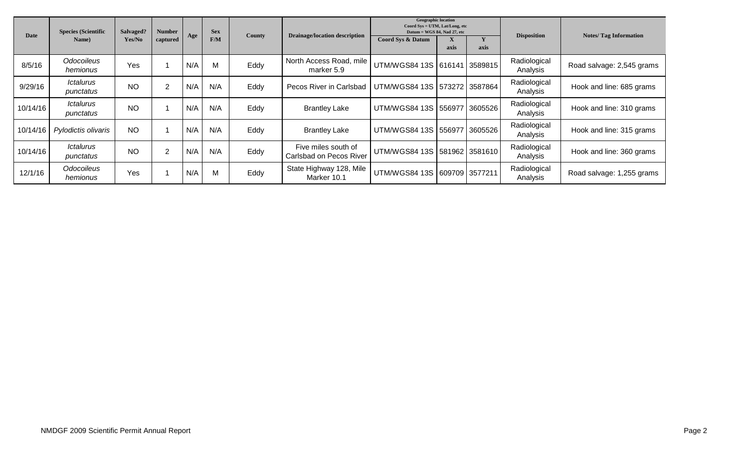| Date | Species (Scientific Name) | Salvaged? Yes/No | Number captured | Age | Sex F/M | County | Drainage/location description | Geographic location Coord Sys = UTM, Lat/Long, etc Datum = WGS 84, Nad 27, etc | | | Disposition | Notes/ Tag Information |
|---|---|---|---|---|---|---|---|---|---|---|---|---|
| | | | | | | | | Coord Sys & Datum | X axis | Y axis | | |
| 8/5/16 | *Odocoileus hemionus* | Yes | 1 | N/A | M | Eddy | North Access Road, mile marker 5.9 | UTM/WGS84 13S | 616141 | 3589815 | Radiological Analysis | Road salvage: 2,545 grams |
| 9/29/16 | *Ictalurus punctatus* | NO | 2 | N/A | N/A | Eddy | Pecos River in Carlsbad | UTM/WGS84 13S | 573272 | 3587864 | Radiological Analysis | Hook and line: 685 grams |
| 10/14/16 | *Ictalurus punctatus* | NO | 1 | N/A | N/A | Eddy | Brantley Lake | UTM/WGS84 13S | 556977 | 3605526 | Radiological Analysis | Hook and line: 310 grams |
| 10/14/16 | *Pylodictis olivaris* | NO | 1 | N/A | N/A | Eddy | Brantley Lake | UTM/WGS84 13S | 556977 | 3605526 | Radiological Analysis | Hook and line: 315 grams |
| 10/14/16 | *Ictalurus punctatus* | NO | 2 | N/A | N/A | Eddy | Five miles south of Carlsbad on Pecos River | UTM/WGS84 13S | 581962 | 3581610 | Radiological Analysis | Hook and line: 360 grams |
| 12/1/16 | *Odocoileus hemionus* | Yes | 1 | N/A | M | Eddy | State Highway 128, Mile Marker 10.1 | UTM/WGS84 13S | 609709 | 3577211 | Radiological Analysis | Road salvage: 1,255 grams |